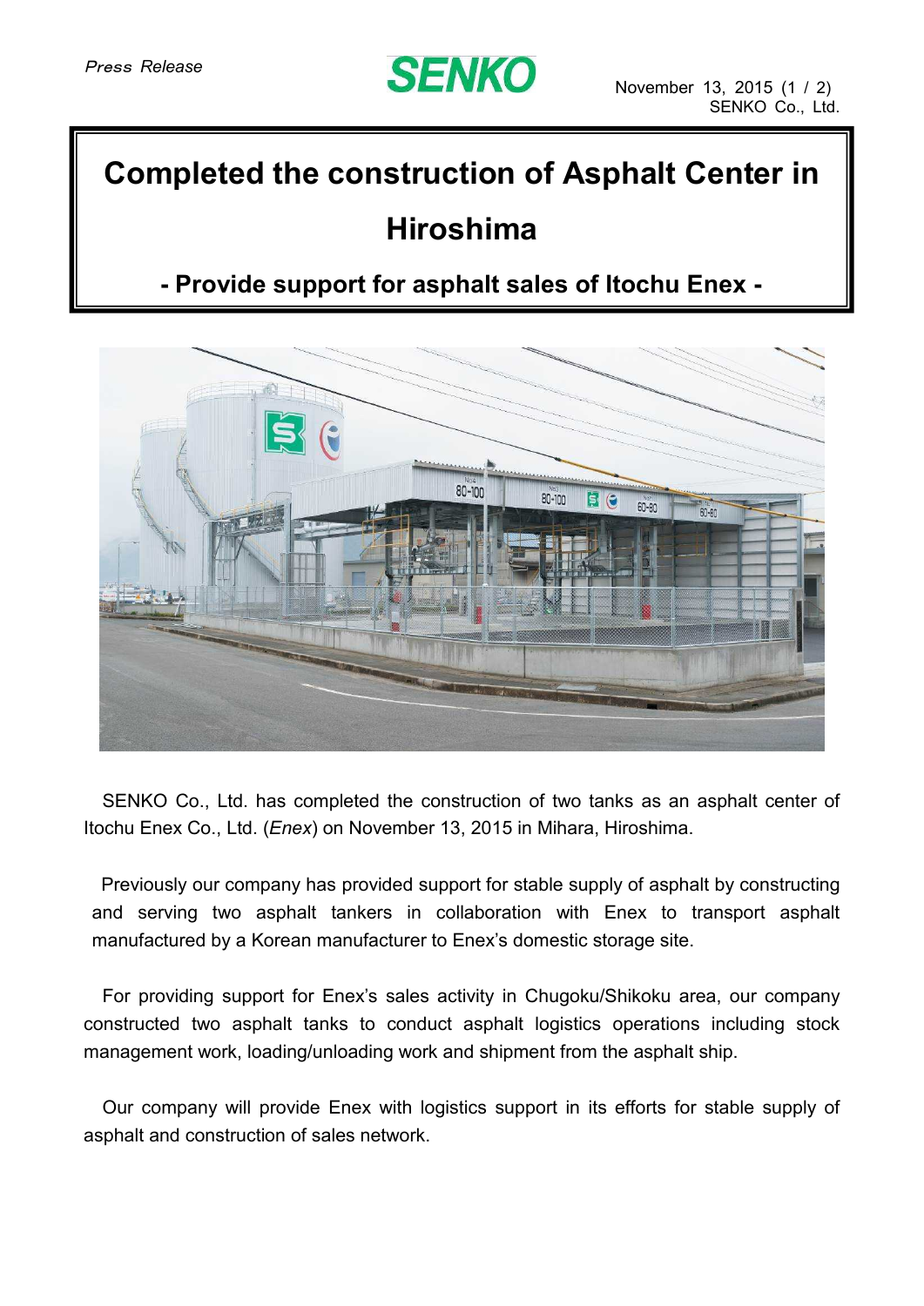Press Release

**SENKO**

November 13, 2015
SENKO Co., Ltd.

# Completed the construction of Asphalt Center in Hiroshima

## - Provide support for asphalt sales of Itochu Enex -

SENKO Co., Ltd. has completed the construction of two tanks as an asphalt center of Itochu Enex Co., Ltd. (*Enex*) on November 13, 2015 in Mihara, Hiroshima.

Previously our company has provided support for stable supply of asphalt by constructing and serving two asphalt tankers in collaboration with Enex to transport asphalt manufactured by a Korean manufacturer to Enex's domestic storage site.

For providing support for Enex's sales activity in Chugoku/Shikoku area, our company constructed two asphalt tanks to conduct asphalt logistics operations including stock management work, loading/unloading work and shipment from the asphalt ship.

Our company will provide Enex with logistics support in its efforts for stable supply of asphalt and construction of sales network.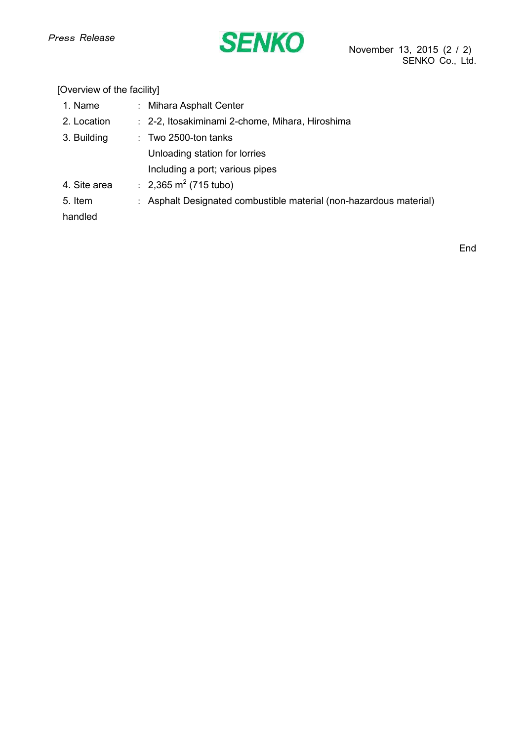[Overview of the facility]

1. Name : Mihara Asphalt Center
2. Location : 2-2, Itosakiminami 2-chome, Mihara, Hiroshima
3. Building : Two 2500-ton tanks
   Unloading station for lorries
   Including a port; various pipes
4. Site area : 2,365 $m^2$ (715 tubo)
5. Item handled : Asphalt Designated combustible material (non-hazardous material)

End